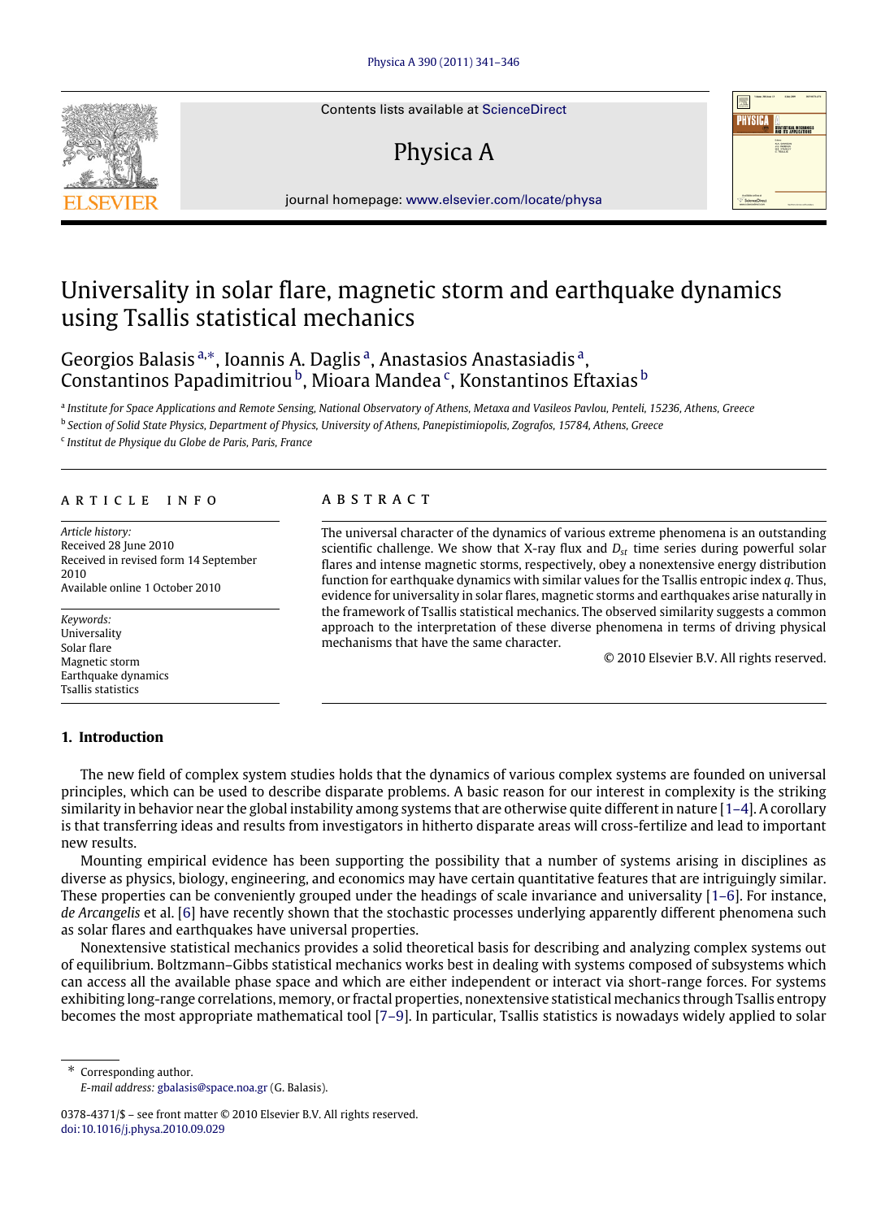# Universality in solar flare, magnetic storm and earthquake dynamics using Tsallis statistical mechanics

Georgios Balasis [a,*], Ioannis A. Daglis [a], Anastasios Anastasiadis [a], Constantinos Papadimitriou [b], Mioara Mandea [c], Konstantinos Eftaxias [b]

[a] *Institute for Space Applications and Remote Sensing, National Observatory of Athens, Metaxa and Vasileos Pavlou, Penteli, 15236, Athens, Greece*

[b] *Section of Solid State Physics, Department of Physics, University of Athens, Panepistimiopolis, Zografos, 15784, Athens, Greece*

[c] *Institut de Physique du Globe de Paris, Paris, France*

**ARTICLE INFO**

*Article history:*
Received 28 June 2010
Received in revised form 14 September 2010
Available online 1 October 2010

*Keywords:*
Universality
Solar flare
Magnetic storm
Earthquake dynamics
Tsallis statistics

**ABSTRACT**

The universal character of the dynamics of various extreme phenomena is an outstanding scientific challenge. We show that X-ray flux and $D_{st}$ time series during powerful solar flares and intense magnetic storms, respectively, obey a nonextensive energy distribution function for earthquake dynamics with similar values for the Tsallis entropic index $q$. Thus, evidence for universality in solar flares, magnetic storms and earthquakes arise naturally in the framework of Tsallis statistical mechanics. The observed similarity suggests a common approach to the interpretation of these diverse phenomena in terms of driving physical mechanisms that have the same character.

© 2010 Elsevier B.V. All rights reserved.

## 1. Introduction

The new field of complex system studies holds that the dynamics of various complex systems are founded on universal principles, which can be used to describe disparate problems. A basic reason for our interest in complexity is the striking similarity in behavior near the global instability among systems that are otherwise quite different in nature [1–4]. A corollary is that transferring ideas and results from investigators in hitherto disparate areas will cross-fertilize and lead to important new results.

Mounting empirical evidence has been supporting the possibility that a number of systems arising in disciplines as diverse as physics, biology, engineering, and economics may have certain quantitative features that are intriguingly similar. These properties can be conveniently grouped under the headings of scale invariance and universality [1–6]. For instance, *de Arcangelis* et al. [6] have recently shown that the stochastic processes underlying apparently different phenomena such as solar flares and earthquakes have universal properties.

Nonextensive statistical mechanics provides a solid theoretical basis for describing and analyzing complex systems out of equilibrium. Boltzmann–Gibbs statistical mechanics works best in dealing with systems composed of subsystems which can access all the available phase space and which are either independent or interact via short-range forces. For systems exhibiting long-range correlations, memory, or fractal properties, nonextensive statistical mechanics through Tsallis entropy becomes the most appropriate mathematical tool [7–9]. In particular, Tsallis statistics is nowadays widely applied to solar

\* Corresponding author.
*E-mail address:* gbalasis@space.noa.gr (G. Balasis).

0378-4371/$ – see front matter © 2010 Elsevier B.V. All rights reserved.
doi:10.1016/j.physa.2010.09.029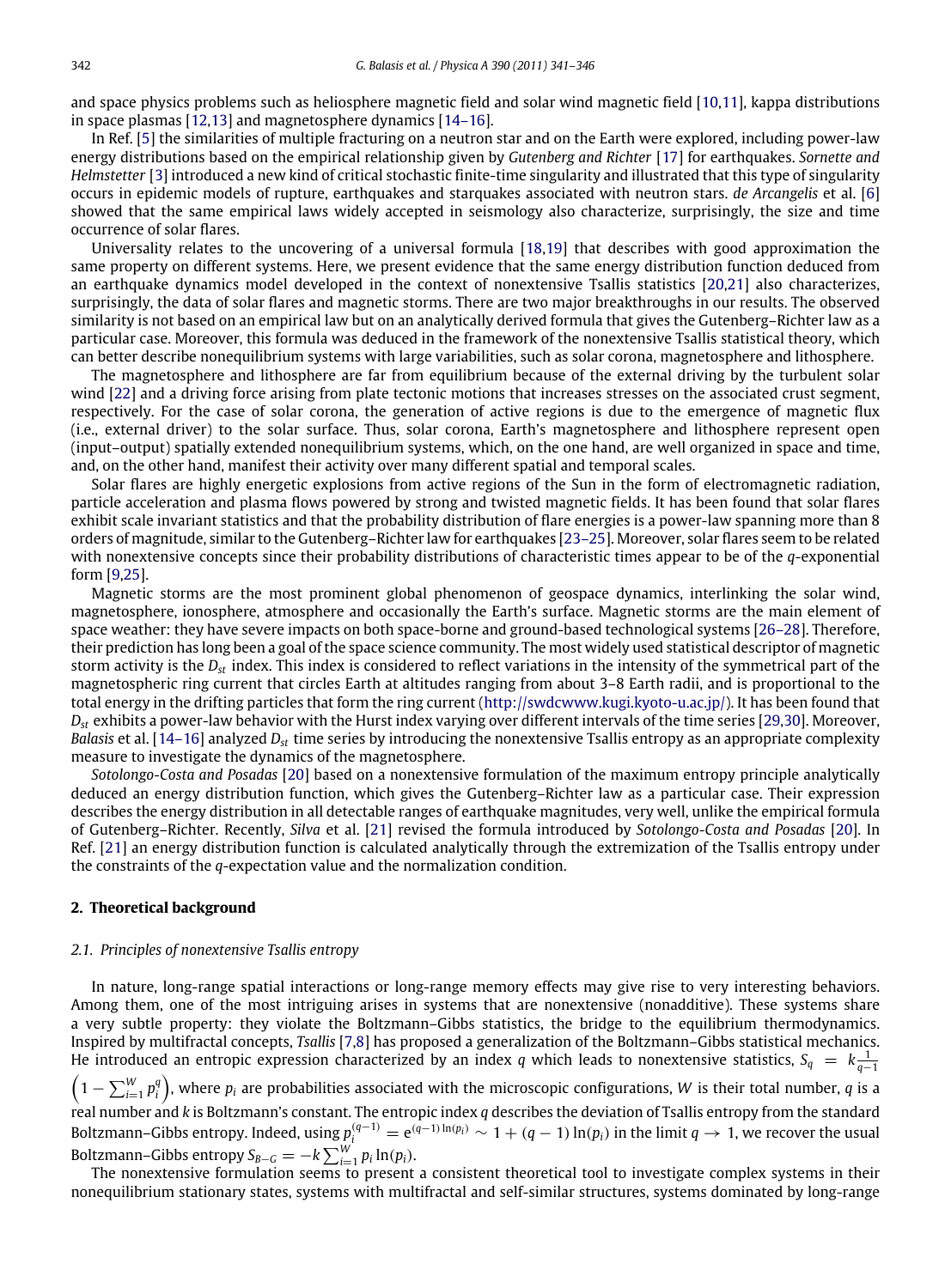and space physics problems such as heliosphere magnetic field and solar wind magnetic field [10,11], kappa distributions in space plasmas [12,13] and magnetosphere dynamics [14–16].

In Ref. [5] the similarities of multiple fracturing on a neutron star and on the Earth were explored, including power-law energy distributions based on the empirical relationship given by *Gutenberg and Richter* [17] for earthquakes. *Sornette and Helmstetter* [3] introduced a new kind of critical stochastic finite-time singularity and illustrated that this type of singularity occurs in epidemic models of rupture, earthquakes and starquakes associated with neutron stars. *de Arcangelis* et al. [6] showed that the same empirical laws widely accepted in seismology also characterize, surprisingly, the size and time occurrence of solar flares.

Universality relates to the uncovering of a universal formula [18,19] that describes with good approximation the same property on different systems. Here, we present evidence that the same energy distribution function deduced from an earthquake dynamics model developed in the context of nonextensive Tsallis statistics [20,21] also characterizes, surprisingly, the data of solar flares and magnetic storms. There are two major breakthroughs in our results. The observed similarity is not based on an empirical law but on an analytically derived formula that gives the Gutenberg–Richter law as a particular case. Moreover, this formula was deduced in the framework of the nonextensive Tsallis statistical theory, which can better describe nonequilibrium systems with large variabilities, such as solar corona, magnetosphere and lithosphere.

The magnetosphere and lithosphere are far from equilibrium because of the external driving by the turbulent solar wind [22] and a driving force arising from plate tectonic motions that increases stresses on the associated crust segment, respectively. For the case of solar corona, the generation of active regions is due to the emergence of magnetic flux (i.e., external driver) to the solar surface. Thus, solar corona, Earth's magnetosphere and lithosphere represent open (input–output) spatially extended nonequilibrium systems, which, on the one hand, are well organized in space and time, and, on the other hand, manifest their activity over many different spatial and temporal scales.

Solar flares are highly energetic explosions from active regions of the Sun in the form of electromagnetic radiation, particle acceleration and plasma flows powered by strong and twisted magnetic fields. It has been found that solar flares exhibit scale invariant statistics and that the probability distribution of flare energies is a power-law spanning more than 8 orders of magnitude, similar to the Gutenberg–Richter law for earthquakes [23–25]. Moreover, solar flares seem to be related with nonextensive concepts since their probability distributions of characteristic times appear to be of the $q$-exponential form [9,25].

Magnetic storms are the most prominent global phenomenon of geospace dynamics, interlinking the solar wind, magnetosphere, ionosphere, atmosphere and occasionally the Earth's surface. Magnetic storms are the main element of space weather: they have severe impacts on both space-borne and ground-based technological systems [26–28]. Therefore, their prediction has long been a goal of the space science community. The most widely used statistical descriptor of magnetic storm activity is the $D_{st}$ index. This index is considered to reflect variations in the intensity of the symmetrical part of the magnetospheric ring current that circles Earth at altitudes ranging from about 3–8 Earth radii, and is proportional to the total energy in the drifting particles that form the ring current (http://swdcwww.kugi.kyoto-u.ac.jp/). It has been found that $D_{st}$ exhibits a power-law behavior with the Hurst index varying over different intervals of the time series [29,30]. Moreover, *Balasis* et al. [14–16] analyzed $D_{st}$ time series by introducing the nonextensive Tsallis entropy as an appropriate complexity measure to investigate the dynamics of the magnetosphere.

*Sotolongo-Costa and Posadas* [20] based on a nonextensive formulation of the maximum entropy principle analytically deduced an energy distribution function, which gives the Gutenberg–Richter law as a particular case. Their expression describes the energy distribution in all detectable ranges of earthquake magnitudes, very well, unlike the empirical formula of Gutenberg–Richter. Recently, *Silva* et al. [21] revised the formula introduced by *Sotolongo-Costa and Posadas* [20]. In Ref. [21] an energy distribution function is calculated analytically through the extremization of the Tsallis entropy under the constraints of the $q$-expectation value and the normalization condition.

## 2. Theoretical background

### 2.1. Principles of nonextensive Tsallis entropy

In nature, long-range spatial interactions or long-range memory effects may give rise to very interesting behaviors. Among them, one of the most intriguing arises in systems that are nonextensive (nonadditive). These systems share a very subtle property: they violate the Boltzmann–Gibbs statistics, the bridge to the equilibrium thermodynamics. Inspired by multifractal concepts, *Tsallis* [7,8] has proposed a generalization of the Boltzmann–Gibbs statistical mechanics. He introduced an entropic expression characterized by an index $q$ which leads to nonextensive statistics, $S_q = k\frac{1}{q-1}\left(1 - \sum_{i=1}^{W} p_i^q\right)$, where $p_i$ are probabilities associated with the microscopic configurations, $W$ is their total number, $q$ is a real number and $k$ is Boltzmann's constant. The entropic index $q$ describes the deviation of Tsallis entropy from the standard Boltzmann–Gibbs entropy. Indeed, using $p_i^{(q-1)} = e^{(q-1)\ln(p_i)} \sim 1 + (q-1)\ln(p_i)$ in the limit $q \to 1$, we recover the usual Boltzmann–Gibbs entropy $S_{B-G} = -k\sum_{i=1}^{W} p_i \ln(p_i)$.

The nonextensive formulation seems to present a consistent theoretical tool to investigate complex systems in their nonequilibrium stationary states, systems with multifractal and self-similar structures, systems dominated by long-range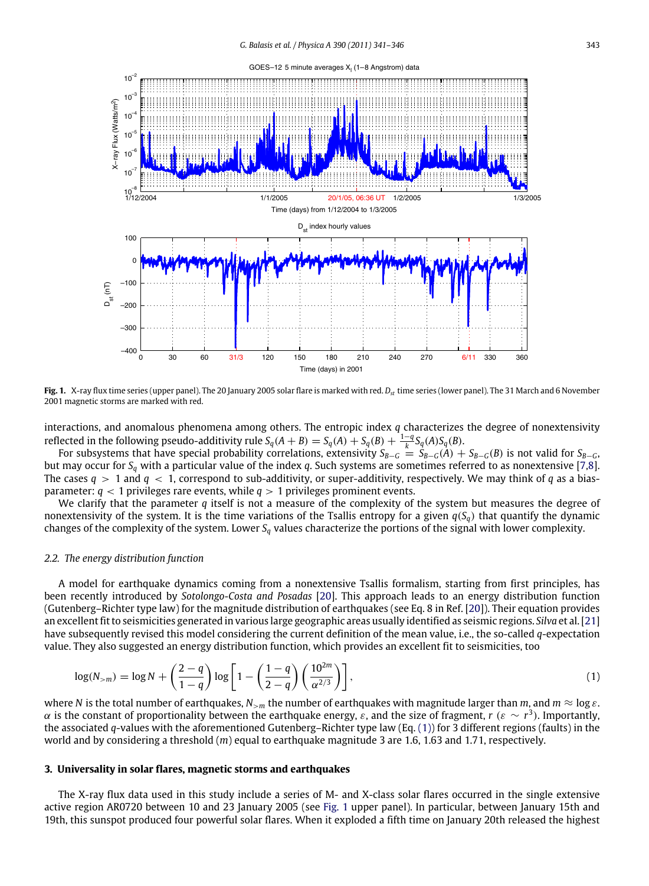**Fig. 1.** X-ray flux time series (upper panel). The 20 January 2005 solar flare is marked with red. $D_{st}$ time series (lower panel). The 31 March and 6 November 2001 magnetic storms are marked with red.

interactions, and anomalous phenomena among others. The entropic index $q$ characterizes the degree of nonextensivity reflected in the following pseudo-additivity rule $S_q(A+B) = S_q(A) + S_q(B) + \frac{1-q}{k} S_q(A) S_q(B)$.

For subsystems that have special probability correlations, extensivity $S_{B-G} = S_{B-G}(A) + S_{B-G}(B)$ is not valid for $S_{B-G}$, but may occur for $S_q$ with a particular value of the index $q$. Such systems are sometimes referred to as nonextensive [7,8]. The cases $q > 1$ and $q < 1$, correspond to sub-additivity, or super-additivity, respectively. We may think of $q$ as a bias-parameter: $q < 1$ privileges rare events, while $q > 1$ privileges prominent events.

We clarify that the parameter $q$ itself is not a measure of the complexity of the system but measures the degree of nonextensivity of the system. It is the time variations of the Tsallis entropy for a given $q(S_q)$ that quantify the dynamic changes of the complexity of the system. Lower $S_q$ values characterize the portions of the signal with lower complexity.

### 2.2. The energy distribution function

A model for earthquake dynamics coming from a nonextensive Tsallis formalism, starting from first principles, has been recently introduced by *Sotolongo-Costa and Posadas* [20]. This approach leads to an energy distribution function (Gutenberg–Richter type law) for the magnitude distribution of earthquakes (see Eq. 8 in Ref. [20]). Their equation provides an excellent fit to seismicities generated in various large geographic areas usually identified as seismic regions. *Silva* et al. [21] have subsequently revised this model considering the current definition of the mean value, i.e., the so-called $q$-expectation value. They also suggested an energy distribution function, which provides an excellent fit to seismicities, too

$$\log(N_{>m}) = \log N + \left(\frac{2-q}{1-q}\right) \log\left[1 - \left(\frac{1-q}{2-q}\right)\left(\frac{10^{2m}}{\alpha^{2/3}}\right)\right], \tag{1}$$

where $N$ is the total number of earthquakes, $N_{>m}$ the number of earthquakes with magnitude larger than $m$, and $m \approx \log \varepsilon$. $\alpha$ is the constant of proportionality between the earthquake energy, $\varepsilon$, and the size of fragment, $r$ ($\varepsilon \sim r^3$). Importantly, the associated $q$-values with the aforementioned Gutenberg–Richter type law (Eq. (1)) for 3 different regions (faults) in the world and by considering a threshold ($m$) equal to earthquake magnitude 3 are 1.6, 1.63 and 1.71, respectively.

## 3. Universality in solar flares, magnetic storms and earthquakes

The X-ray flux data used in this study include a series of M- and X-class solar flares occurred in the single extensive active region AR0720 between 10 and 23 January 2005 (see Fig. 1 upper panel). In particular, between January 15th and 19th, this sunspot produced four powerful solar flares. When it exploded a fifth time on January 20th released the highest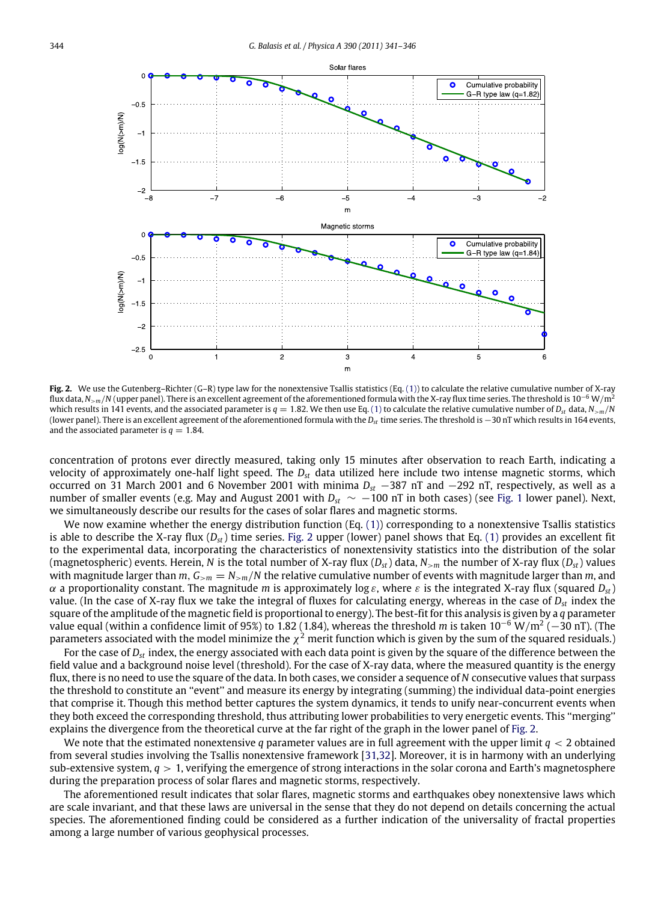**Fig. 2.** We use the Gutenberg–Richter (G–R) type law for the nonextensive Tsallis statistics (Eq. (1)) to calculate the relative cumulative number of X-ray flux data, $N_{>m}/N$ (upper panel). There is an excellent agreement of the aforementioned formula with the X-ray flux time series. The threshold is $10^{-6}$ W/m$^2$ which results in 141 events, and the associated parameter is $q = 1.82$. We then use Eq. (1) to calculate the relative cumulative number of $D_{st}$ data, $N_{>m}/N$ (lower panel). There is an excellent agreement of the aforementioned formula with the $D_{st}$ time series. The threshold is $-30$ nT which results in 164 events, and the associated parameter is $q = 1.84$.

concentration of protons ever directly measured, taking only 15 minutes after observation to reach Earth, indicating a velocity of approximately one-half light speed. The $D_{st}$ data utilized here include two intense magnetic storms, which occurred on 31 March 2001 and 6 November 2001 with minima $D_{st}$ $-387$ nT and $-292$ nT, respectively, as well as a number of smaller events (e.g. May and August 2001 with $D_{st} \sim -100$ nT in both cases) (see Fig. 1 lower panel). Next, we simultaneously describe our results for the cases of solar flares and magnetic storms.

We now examine whether the energy distribution function (Eq. (1)) corresponding to a nonextensive Tsallis statistics is able to describe the X-ray flux ($D_{st}$) time series. Fig. 2 upper (lower) panel shows that Eq. (1) provides an excellent fit to the experimental data, incorporating the characteristics of nonextensivity statistics into the distribution of the solar (magnetospheric) events. Herein, $N$ is the total number of X-ray flux ($D_{st}$) data, $N_{>m}$ the number of X-ray flux ($D_{st}$) values with magnitude larger than $m$, $G_{>m} = N_{>m}/N$ the relative cumulative number of events with magnitude larger than $m$, and $\alpha$ a proportionality constant. The magnitude $m$ is approximately $\log \varepsilon$, where $\varepsilon$ is the integrated X-ray flux (squared $D_{st}$) value. (In the case of X-ray flux we take the integral of fluxes for calculating energy, whereas in the case of $D_{st}$ index the square of the amplitude of the magnetic field is proportional to energy). The best-fit for this analysis is given by a $q$ parameter value equal (within a confidence limit of 95%) to 1.82 (1.84), whereas the threshold $m$ is taken $10^{-6}$ W/m$^2$ ($-30$ nT). (The parameters associated with the model minimize the $\chi^2$ merit function which is given by the sum of the squared residuals.)

For the case of $D_{st}$ index, the energy associated with each data point is given by the square of the difference between the field value and a background noise level (threshold). For the case of X-ray data, where the measured quantity is the energy flux, there is no need to use the square of the data. In both cases, we consider a sequence of $N$ consecutive values that surpass the threshold to constitute an "event" and measure its energy by integrating (summing) the individual data-point energies that comprise it. Though this method better captures the system dynamics, it tends to unify near-concurrent events when they both exceed the corresponding threshold, thus attributing lower probabilities to very energetic events. This "merging" explains the divergence from the theoretical curve at the far right of the graph in the lower panel of Fig. 2.

We note that the estimated nonextensive $q$ parameter values are in full agreement with the upper limit $q < 2$ obtained from several studies involving the Tsallis nonextensive framework [31,32]. Moreover, it is in harmony with an underlying sub-extensive system, $q > 1$, verifying the emergence of strong interactions in the solar corona and Earth's magnetosphere during the preparation process of solar flares and magnetic storms, respectively.

The aforementioned result indicates that solar flares, magnetic storms and earthquakes obey nonextensive laws which are scale invariant, and that these laws are universal in the sense that they do not depend on details concerning the actual species. The aforementioned finding could be considered as a further indication of the universality of fractal properties among a large number of various geophysical processes.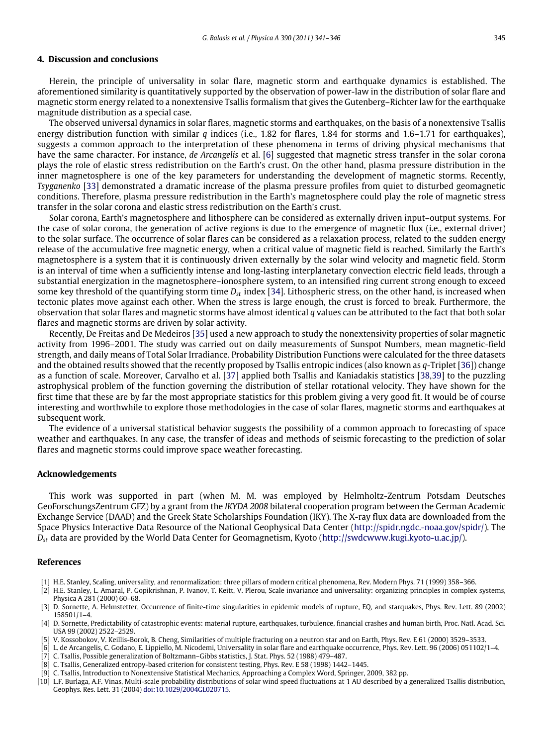## 4. Discussion and conclusions

Herein, the principle of universality in solar flare, magnetic storm and earthquake dynamics is established. The aforementioned similarity is quantitatively supported by the observation of power-law in the distribution of solar flare and magnetic storm energy related to a nonextensive Tsallis formalism that gives the Gutenberg–Richter law for the earthquake magnitude distribution as a special case.

The observed universal dynamics in solar flares, magnetic storms and earthquakes, on the basis of a nonextensive Tsallis energy distribution function with similar $q$ indices (i.e., 1.82 for flares, 1.84 for storms and 1.6–1.71 for earthquakes), suggests a common approach to the interpretation of these phenomena in terms of driving physical mechanisms that have the same character. For instance, *de Arcangelis* et al. [6] suggested that magnetic stress transfer in the solar corona plays the role of elastic stress redistribution on the Earth's crust. On the other hand, plasma pressure distribution in the inner magnetosphere is one of the key parameters for understanding the development of magnetic storms. Recently, *Tsyganenko* [33] demonstrated a dramatic increase of the plasma pressure profiles from quiet to disturbed geomagnetic conditions. Therefore, plasma pressure redistribution in the Earth's magnetosphere could play the role of magnetic stress transfer in the solar corona and elastic stress redistribution on the Earth's crust.

Solar corona, Earth's magnetosphere and lithosphere can be considered as externally driven input–output systems. For the case of solar corona, the generation of active regions is due to the emergence of magnetic flux (i.e., external driver) to the solar surface. The occurrence of solar flares can be considered as a relaxation process, related to the sudden energy release of the accumulative free magnetic energy, when a critical value of magnetic field is reached. Similarly the Earth's magnetosphere is a system that it is continuously driven externally by the solar wind velocity and magnetic field. Storm is an interval of time when a sufficiently intense and long-lasting interplanetary convection electric field leads, through a substantial energization in the magnetosphere–ionosphere system, to an intensified ring current strong enough to exceed some key threshold of the quantifying storm time $D_{st}$ index [34]. Lithospheric stress, on the other hand, is increased when tectonic plates move against each other. When the stress is large enough, the crust is forced to break. Furthermore, the observation that solar flares and magnetic storms have almost identical $q$ values can be attributed to the fact that both solar flares and magnetic storms are driven by solar activity.

Recently, De Freitas and De Medeiros [35] used a new approach to study the nonextensivity properties of solar magnetic activity from 1996–2001. The study was carried out on daily measurements of Sunspot Numbers, mean magnetic-field strength, and daily means of Total Solar Irradiance. Probability Distribution Functions were calculated for the three datasets and the obtained results showed that the recently proposed by Tsallis entropic indices (also known as $q$-Triplet [36]) change as a function of scale. Moreover, Carvalho et al. [37] applied both Tsallis and Kaniadakis statistics [38,39] to the puzzling astrophysical problem of the function governing the distribution of stellar rotational velocity. They have shown for the first time that these are by far the most appropriate statistics for this problem giving a very good fit. It would be of course interesting and worthwhile to explore those methodologies in the case of solar flares, magnetic storms and earthquakes at subsequent work.

The evidence of a universal statistical behavior suggests the possibility of a common approach to forecasting of space weather and earthquakes. In any case, the transfer of ideas and methods of seismic forecasting to the prediction of solar flares and magnetic storms could improve space weather forecasting.

## Acknowledgements

This work was supported in part (when M. M. was employed by Helmholtz-Zentrum Potsdam Deutsches GeoForschungsZentrum GFZ) by a grant from the *IKYDA 2008* bilateral cooperation program between the German Academic Exchange Service (DAAD) and the Greek State Scholarships Foundation (IKY). The X-ray flux data are downloaded from the Space Physics Interactive Data Resource of the National Geophysical Data Center (http://spidr.ngdc.-noaa.gov/spidr/). The $D_{st}$ data are provided by the World Data Center for Geomagnetism, Kyoto (http://swdcwww.kugi.kyoto-u.ac.jp/).

## References

[1] H.E. Stanley, Scaling, universality, and renormalization: three pillars of modern critical phenomena, Rev. Modern Phys. 71 (1999) 358–366.

[2] H.E. Stanley, L. Amaral, P. Gopikrishnan, P. Ivanov, T. Keitt, V. Plerou, Scale invariance and universality: organizing principles in complex systems, Physica A 281 (2000) 60–68.

[3] D. Sornette, A. Helmstetter, Occurrence of finite-time singularities in epidemic models of rupture, EQ, and starquakes, Phys. Rev. Lett. 89 (2002) 158501/1–4.

[4] D. Sornette, Predictability of catastrophic events: material rupture, earthquakes, turbulence, financial crashes and human birth, Proc. Natl. Acad. Sci. USA 99 (2002) 2522–2529.

[5] V. Kossobokov, V. Keillis-Borok, B. Cheng, Similarities of multiple fracturing on a neutron star and on Earth, Phys. Rev. E 61 (2000) 3529–3533.

[6] L. de Arcangelis, C. Godano, E. Lippiello, M. Nicodemi, Universality in solar flare and earthquake occurrence, Phys. Rev. Lett. 96 (2006) 051102/1–4.

[7] C. Tsallis, Possible generalization of Boltzmann–Gibbs statistics, J. Stat. Phys. 52 (1988) 479–487.

[8] C. Tsallis, Generalized entropy-based criterion for consistent testing, Phys. Rev. E 58 (1998) 1442–1445.

[9] C. Tsallis, Introduction to Nonextensive Statistical Mechanics, Approaching a Complex Word, Springer, 2009, 382 pp.

[10] L.F. Burlaga, A.F. Vinas, Multi-scale probability distributions of solar wind speed fluctuations at 1 AU described by a generalized Tsallis distribution, Geophys. Res. Lett. 31 (2004) doi:10.1029/2004GL020715.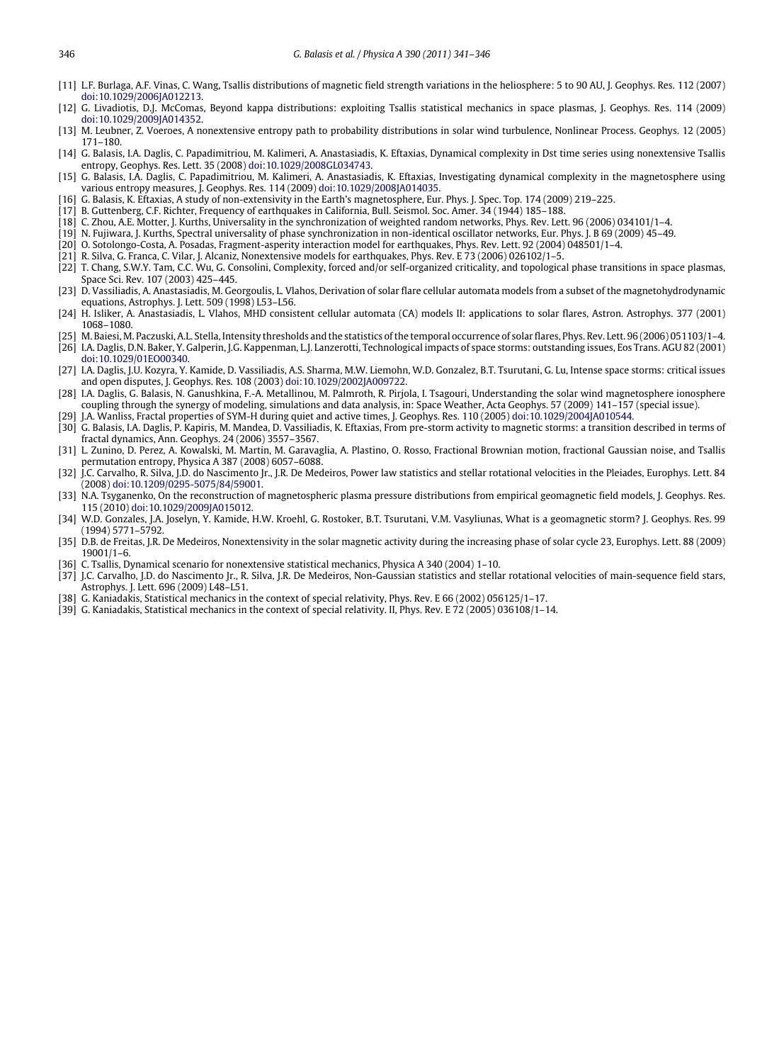[11] L.F. Burlaga, A.F. Vinas, C. Wang, Tsallis distributions of magnetic field strength variations in the heliosphere: 5 to 90 AU, J. Geophys. Res. 112 (2007) doi:10.1029/2006JA012213.

[12] G. Livadiotis, D.J. McComas, Beyond kappa distributions: exploiting Tsallis statistical mechanics in space plasmas, J. Geophys. Res. 114 (2009) doi:10.1029/2009JA014352.

[13] M. Leubner, Z. Voeroes, A nonextensive entropy path to probability distributions in solar wind turbulence, Nonlinear Process. Geophys. 12 (2005) 171–180.

[14] G. Balasis, I.A. Daglis, C. Papadimitriou, M. Kalimeri, A. Anastasiadis, K. Eftaxias, Dynamical complexity in Dst time series using nonextensive Tsallis entropy, Geophys. Res. Lett. 35 (2008) doi:10.1029/2008GL034743.

[15] G. Balasis, I.A. Daglis, C. Papadimitriou, M. Kalimeri, A. Anastasiadis, K. Eftaxias, Investigating dynamical complexity in the magnetosphere using various entropy measures, J. Geophys. Res. 114 (2009) doi:10.1029/2008JA014035.

[16] G. Balasis, K. Eftaxias, A study of non-extensivity in the Earth's magnetosphere, Eur. Phys. J. Spec. Top. 174 (2009) 219–225.

[17] B. Guttenberg, C.F. Richter, Frequency of earthquakes in California, Bull. Seismol. Soc. Amer. 34 (1944) 185–188.

[18] C. Zhou, A.E. Motter, J. Kurths, Universality in the synchronization of weighted random networks, Phys. Rev. Lett. 96 (2006) 034101/1–4.

[19] N. Fujiwara, J. Kurths, Spectral universality of phase synchronization in non-identical oscillator networks, Eur. Phys. J. B 69 (2009) 45–49.

[20] O. Sotolongo-Costa, A. Posadas, Fragment-asperity interaction model for earthquakes, Phys. Rev. Lett. 92 (2004) 048501/1–4.

[21] R. Silva, G. Franca, C. Vilar, J. Alcaniz, Nonextensive models for earthquakes, Phys. Rev. E 73 (2006) 026102/1–5.

[22] T. Chang, S.W.Y. Tam, C.C. Wu, G. Consolini, Complexity, forced and/or self-organized criticality, and topological phase transitions in space plasmas, Space Sci. Rev. 107 (2003) 425–445.

[23] D. Vassiliadis, A. Anastasiadis, M. Georgoulis, L. Vlahos, Derivation of solar flare cellular automata models from a subset of the magnetohydrodynamic equations, Astrophys. J. Lett. 509 (1998) L53–L56.

[24] H. Isliker, A. Anastasiadis, L. Vlahos, MHD consistent cellular automata (CA) models II: applications to solar flares, Astron. Astrophys. 377 (2001) 1068–1080.

[25] M. Baiesi, M. Paczuski, A.L. Stella, Intensity thresholds and the statistics of the temporal occurrence of solar flares, Phys. Rev. Lett. 96 (2006) 051103/1–4.

[26] I.A. Daglis, D.N. Baker, Y. Galperin, J.G. Kappenman, L.J. Lanzerotti, Technological impacts of space storms: outstanding issues, Eos Trans. AGU 82 (2001) doi:10.1029/01EO00340.

[27] I.A. Daglis, J.U. Kozyra, Y. Kamide, D. Vassiliadis, A.S. Sharma, M.W. Liemohn, W.D. Gonzalez, B.T. Tsurutani, G. Lu, Intense space storms: critical issues and open disputes, J. Geophys. Res. 108 (2003) doi:10.1029/2002JA009722.

[28] I.A. Daglis, G. Balasis, N. Ganushkina, F.-A. Metallinou, M. Palmroth, R. Pirjola, I. Tsagouri, Understanding the solar wind magnetosphere ionosphere coupling through the synergy of modeling, simulations and data analysis, in: Space Weather, Acta Geophys. 57 (2009) 141–157 (special issue).

[29] J.A. Wanliss, Fractal properties of SYM-H during quiet and active times, J. Geophys. Res. 110 (2005) doi:10.1029/2004JA010544.

[30] G. Balasis, I.A. Daglis, P. Kapiris, M. Mandea, D. Vassiliadis, K. Eftaxias, From pre-storm activity to magnetic storms: a transition described in terms of fractal dynamics, Ann. Geophys. 24 (2006) 3557–3567.

[31] L. Zunino, D. Perez, A. Kowalski, M. Martin, M. Garavaglia, A. Plastino, O. Rosso, Fractional Brownian motion, fractional Gaussian noise, and Tsallis permutation entropy, Physica A 387 (2008) 6057–6088.

[32] J.C. Carvalho, R. Silva, J.D. do Nascimento Jr., J.R. De Medeiros, Power law statistics and stellar rotational velocities in the Pleiades, Europhys. Lett. 84 (2008) doi:10.1209/0295-5075/84/59001.

[33] N.A. Tsyganenko, On the reconstruction of magnetospheric plasma pressure distributions from empirical geomagnetic field models, J. Geophys. Res. 115 (2010) doi:10.1029/2009JA015012.

[34] W.D. Gonzales, J.A. Joselyn, Y. Kamide, H.W. Kroehl, G. Rostoker, B.T. Tsurutani, V.M. Vasyliunas, What is a geomagnetic storm? J. Geophys. Res. 99 (1994) 5771–5792.

[35] D.B. de Freitas, J.R. De Medeiros, Nonextensivity in the solar magnetic activity during the increasing phase of solar cycle 23, Europhys. Lett. 88 (2009) 19001/1–6.

[36] C. Tsallis, Dynamical scenario for nonextensive statistical mechanics, Physica A 340 (2004) 1–10.

[37] J.C. Carvalho, J.D. do Nascimento Jr., R. Silva, J.R. De Medeiros, Non-Gaussian statistics and stellar rotational velocities of main-sequence field stars, Astrophys. J. Lett. 696 (2009) L48–L51.

[38] G. Kaniadakis, Statistical mechanics in the context of special relativity, Phys. Rev. E 66 (2002) 056125/1–17.

[39] G. Kaniadakis, Statistical mechanics in the context of special relativity. II, Phys. Rev. E 72 (2005) 036108/1–14.